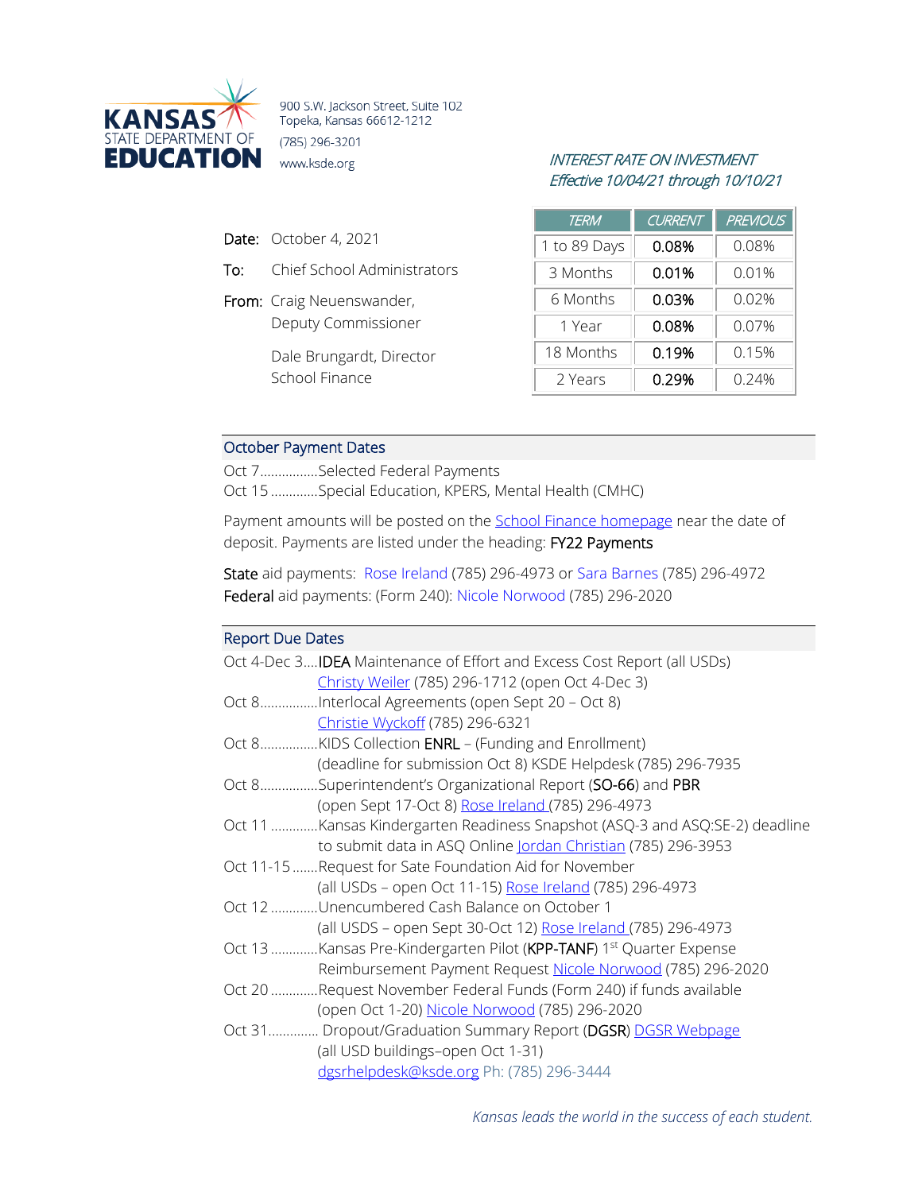**KANSAS STATE DEPARTMENT OF EDUCATION**

900 S.W. Jackson Street, Suite 102
Topeka, Kansas 66612-1212
(785) 296-3201
www.ksde.org

*INTEREST RATE ON INVESTMENT*
*Effective 10/04/21 through 10/10/21*

| TERM | CURRENT | PREVIOUS |
|---|---|---|
| 1 to 89 Days | 0.08% | 0.08% |
| 3 Months | 0.01% | 0.01% |
| 6 Months | 0.03% | 0.02% |
| 1 Year | 0.08% | 0.07% |
| 18 Months | 0.19% | 0.15% |
| 2 Years | 0.29% | 0.24% |

**Date:** October 4, 2021

**To:** Chief School Administrators

**From:** Craig Neuenswander, Deputy Commissioner

Dale Brungardt, Director School Finance

## October Payment Dates

Oct 7................Selected Federal Payments
Oct 15 ............Special Education, KPERS, Mental Health (CMHC)

Payment amounts will be posted on the School Finance homepage near the date of deposit. Payments are listed under the heading: **FY22 Payments**

**State** aid payments: Rose Ireland (785) 296-4973 or Sara Barnes (785) 296-4972
**Federal** aid payments: (Form 240): Nicole Norwood (785) 296-2020

## Report Due Dates

Oct 4-Dec 3....**IDEA** Maintenance of Effort and Excess Cost Report (all USDs)
Christy Weiler (785) 296-1712 (open Oct 4-Dec 3)

Oct 8................Interlocal Agreements (open Sept 20 – Oct 8)
Christie Wyckoff (785) 296-6321

Oct 8................KIDS Collection **ENRL** – (Funding and Enrollment)
(deadline for submission Oct 8) KSDE Helpdesk (785) 296-7935

Oct 8................Superintendent's Organizational Report (**SO-66**) and **PBR**
(open Sept 17-Oct 8) Rose Ireland (785) 296-4973

Oct 11 ............Kansas Kindergarten Readiness Snapshot (ASQ-3 and ASQ:SE-2) deadline to submit data in ASQ Online Jordan Christian (785) 296-3953

Oct 11-15 .......Request for Sate Foundation Aid for November
(all USDs – open Oct 11-15) Rose Ireland (785) 296-4973

Oct 12 ............Unencumbered Cash Balance on October 1
(all USDS – open Sept 30-Oct 12) Rose Ireland (785) 296-4973

Oct 13 ............Kansas Pre-Kindergarten Pilot (**KPP-TANF**) 1st Quarter Expense Reimbursement Payment Request Nicole Norwood (785) 296-2020

Oct 20 ............Request November Federal Funds (Form 240) if funds available
(open Oct 1-20) Nicole Norwood (785) 296-2020

Oct 31............. Dropout/Graduation Summary Report (**DGSR**) DGSR Webpage
(all USD buildings–open Oct 1-31)
dgsrhelpdesk@ksde.org Ph: (785) 296-3444

*Kansas leads the world in the success of each student.*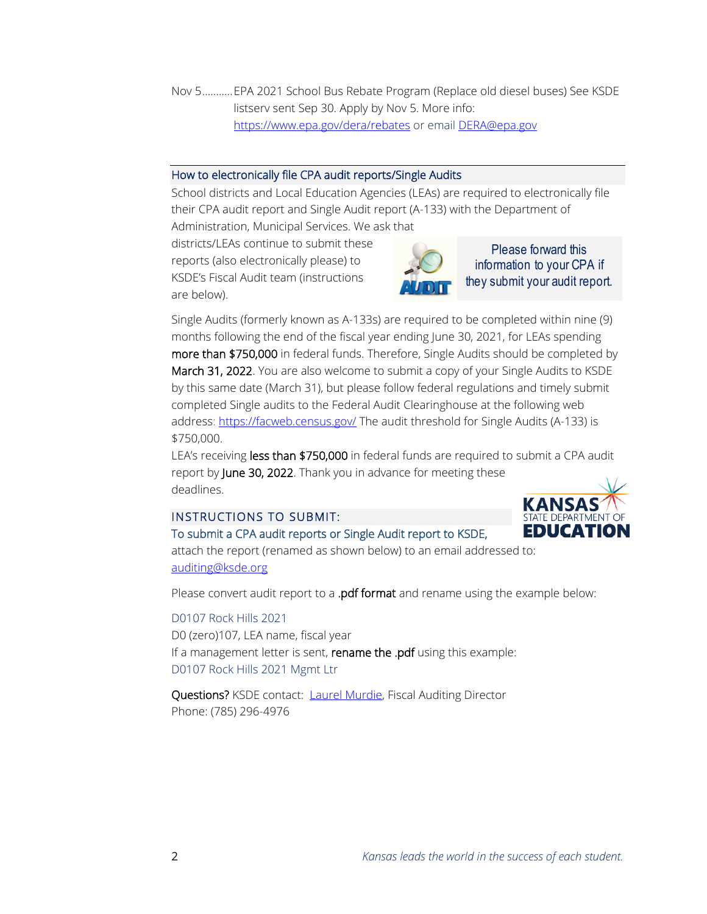Nov 5...........EPA 2021 School Bus Rebate Program (Replace old diesel buses) See KSDE listserv sent Sep 30. Apply by Nov 5. More info: https://www.epa.gov/dera/rebates or email DERA@epa.gov

## How to electronically file CPA audit reports/Single Audits

School districts and Local Education Agencies (LEAs) are required to electronically file their CPA audit report and Single Audit report (A-133) with the Department of Administration, Municipal Services. We ask that districts/LEAs continue to submit these reports (also electronically please) to KSDE's Fiscal Audit team (instructions are below).

Please forward this information to your CPA if they submit your audit report.

Single Audits (formerly known as A-133s) are required to be completed within nine (9) months following the end of the fiscal year ending June 30, 2021, for LEAs spending **more than $750,000** in federal funds. Therefore, Single Audits should be completed by **March 31, 2022**. You are also welcome to submit a copy of your Single Audits to KSDE by this same date (March 31), but please follow federal regulations and timely submit completed Single audits to the Federal Audit Clearinghouse at the following web address: https://facweb.census.gov/ The audit threshold for Single Audits (A-133) is $750,000.

LEA's receiving **less than $750,000** in federal funds are required to submit a CPA audit report by **June 30, 2022**. Thank you in advance for meeting these deadlines.

### INSTRUCTIONS TO SUBMIT:

To submit a CPA audit reports or Single Audit report to KSDE, attach the report (renamed as shown below) to an email addressed to: auditing@ksde.org

Please convert audit report to a **.pdf format** and rename using the example below:

D0107 Rock Hills 2021
D0 (zero)107, LEA name, fiscal year
If a management letter is sent, **rename the .pdf** using this example:
D0107 Rock Hills 2021 Mgmt Ltr

**Questions?** KSDE contact: Laurel Murdie, Fiscal Auditing Director
Phone: (785) 296-4976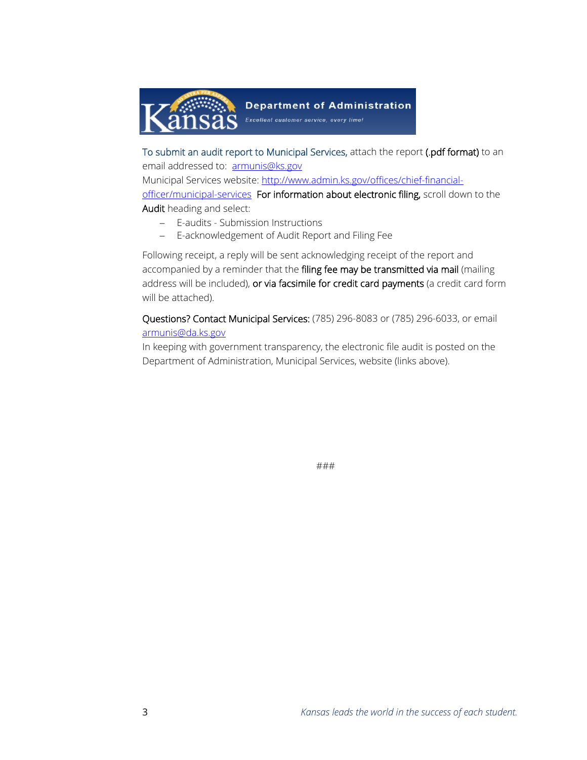To submit an audit report to Municipal Services, attach the report (**.pdf format**) to an email addressed to: armunis@ks.gov

Municipal Services website: http://www.admin.ks.gov/offices/chief-financial-officer/municipal-services **For information about electronic filing,** scroll down to the **Audit** heading and select:

- E-audits - Submission Instructions
- E-acknowledgement of Audit Report and Filing Fee

Following receipt, a reply will be sent acknowledging receipt of the report and accompanied by a reminder that the **filing fee may be transmitted via mail** (mailing address will be included), **or via facsimile for credit card payments** (a credit card form will be attached).

**Questions? Contact Municipal Services:** (785) 296-8083 or (785) 296-6033, or email armunis@da.ks.gov

In keeping with government transparency, the electronic file audit is posted on the Department of Administration, Municipal Services, website (links above).

###